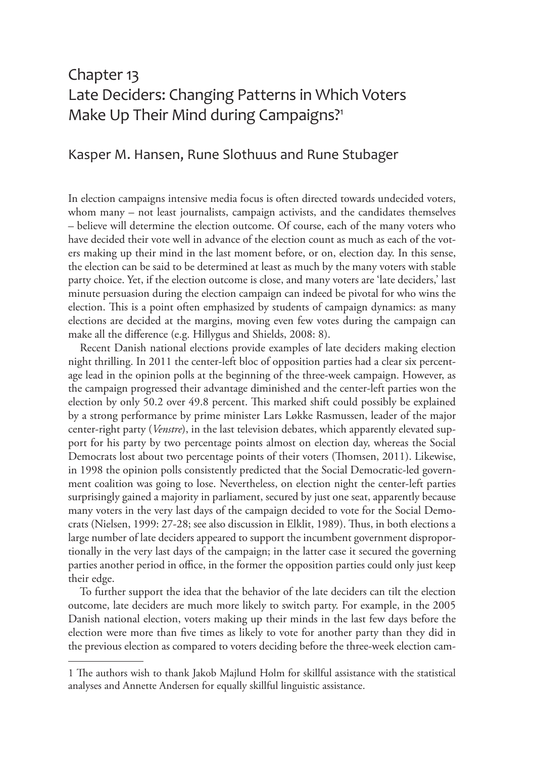# Chapter 13
# Late Deciders: Changing Patterns in Which Voters Make Up Their Mind during Campaigns?[1]

## Kasper M. Hansen, Rune Slothuus and Rune Stubager

In election campaigns intensive media focus is often directed towards undecided voters, whom many – not least journalists, campaign activists, and the candidates themselves – believe will determine the election outcome. Of course, each of the many voters who have decided their vote well in advance of the election count as much as each of the voters making up their mind in the last moment before, or on, election day. In this sense, the election can be said to be determined at least as much by the many voters with stable party choice. Yet, if the election outcome is close, and many voters are 'late deciders,' last minute persuasion during the election campaign can indeed be pivotal for who wins the election. This is a point often emphasized by students of campaign dynamics: as many elections are decided at the margins, moving even few votes during the campaign can make all the difference (e.g. Hillygus and Shields, 2008: 8).

Recent Danish national elections provide examples of late deciders making election night thrilling. In 2011 the center-left bloc of opposition parties had a clear six percentage lead in the opinion polls at the beginning of the three-week campaign. However, as the campaign progressed their advantage diminished and the center-left parties won the election by only 50.2 over 49.8 percent. This marked shift could possibly be explained by a strong performance by prime minister Lars Løkke Rasmussen, leader of the major center-right party (*Venstre*), in the last television debates, which apparently elevated support for his party by two percentage points almost on election day, whereas the Social Democrats lost about two percentage points of their voters (Thomsen, 2011). Likewise, in 1998 the opinion polls consistently predicted that the Social Democratic-led government coalition was going to lose. Nevertheless, on election night the center-left parties surprisingly gained a majority in parliament, secured by just one seat, apparently because many voters in the very last days of the campaign decided to vote for the Social Democrats (Nielsen, 1999: 27-28; see also discussion in Elklit, 1989). Thus, in both elections a large number of late deciders appeared to support the incumbent government disproportionally in the very last days of the campaign; in the latter case it secured the governing parties another period in office, in the former the opposition parties could only just keep their edge.

To further support the idea that the behavior of the late deciders can tilt the election outcome, late deciders are much more likely to switch party. For example, in the 2005 Danish national election, voters making up their minds in the last few days before the election were more than five times as likely to vote for another party than they did in the previous election as compared to voters deciding before the three-week election cam-

---

[1] The authors wish to thank Jakob Majlund Holm for skillful assistance with the statistical analyses and Annette Andersen for equally skillful linguistic assistance.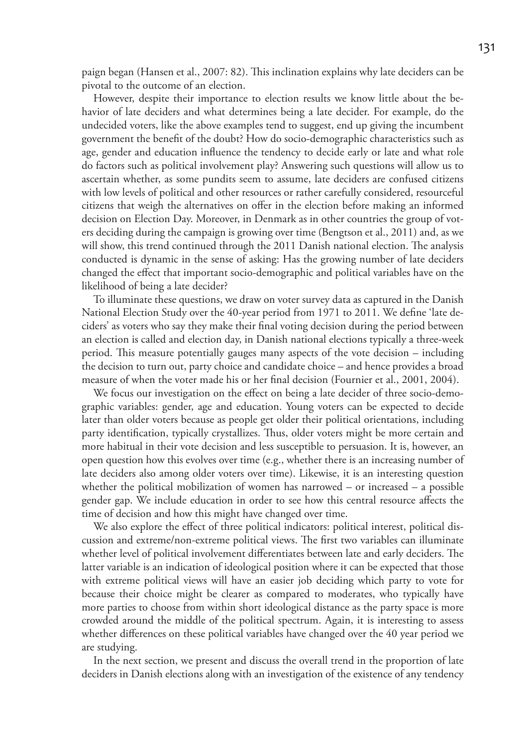paign began (Hansen et al., 2007: 82). This inclination explains why late deciders can be pivotal to the outcome of an election.

However, despite their importance to election results we know little about the behavior of late deciders and what determines being a late decider. For example, do the undecided voters, like the above examples tend to suggest, end up giving the incumbent government the benefit of the doubt? How do socio-demographic characteristics such as age, gender and education influence the tendency to decide early or late and what role do factors such as political involvement play? Answering such questions will allow us to ascertain whether, as some pundits seem to assume, late deciders are confused citizens with low levels of political and other resources or rather carefully considered, resourceful citizens that weigh the alternatives on offer in the election before making an informed decision on Election Day. Moreover, in Denmark as in other countries the group of voters deciding during the campaign is growing over time (Bengtson et al., 2011) and, as we will show, this trend continued through the 2011 Danish national election. The analysis conducted is dynamic in the sense of asking: Has the growing number of late deciders changed the effect that important socio-demographic and political variables have on the likelihood of being a late decider?

To illuminate these questions, we draw on voter survey data as captured in the Danish National Election Study over the 40-year period from 1971 to 2011. We define 'late deciders' as voters who say they make their final voting decision during the period between an election is called and election day, in Danish national elections typically a three-week period. This measure potentially gauges many aspects of the vote decision – including the decision to turn out, party choice and candidate choice – and hence provides a broad measure of when the voter made his or her final decision (Fournier et al., 2001, 2004).

We focus our investigation on the effect on being a late decider of three socio-demographic variables: gender, age and education. Young voters can be expected to decide later than older voters because as people get older their political orientations, including party identification, typically crystallizes. Thus, older voters might be more certain and more habitual in their vote decision and less susceptible to persuasion. It is, however, an open question how this evolves over time (e.g., whether there is an increasing number of late deciders also among older voters over time). Likewise, it is an interesting question whether the political mobilization of women has narrowed – or increased – a possible gender gap. We include education in order to see how this central resource affects the time of decision and how this might have changed over time.

We also explore the effect of three political indicators: political interest, political discussion and extreme/non-extreme political views. The first two variables can illuminate whether level of political involvement differentiates between late and early deciders. The latter variable is an indication of ideological position where it can be expected that those with extreme political views will have an easier job deciding which party to vote for because their choice might be clearer as compared to moderates, who typically have more parties to choose from within short ideological distance as the party space is more crowded around the middle of the political spectrum. Again, it is interesting to assess whether differences on these political variables have changed over the 40 year period we are studying.

In the next section, we present and discuss the overall trend in the proportion of late deciders in Danish elections along with an investigation of the existence of any tendency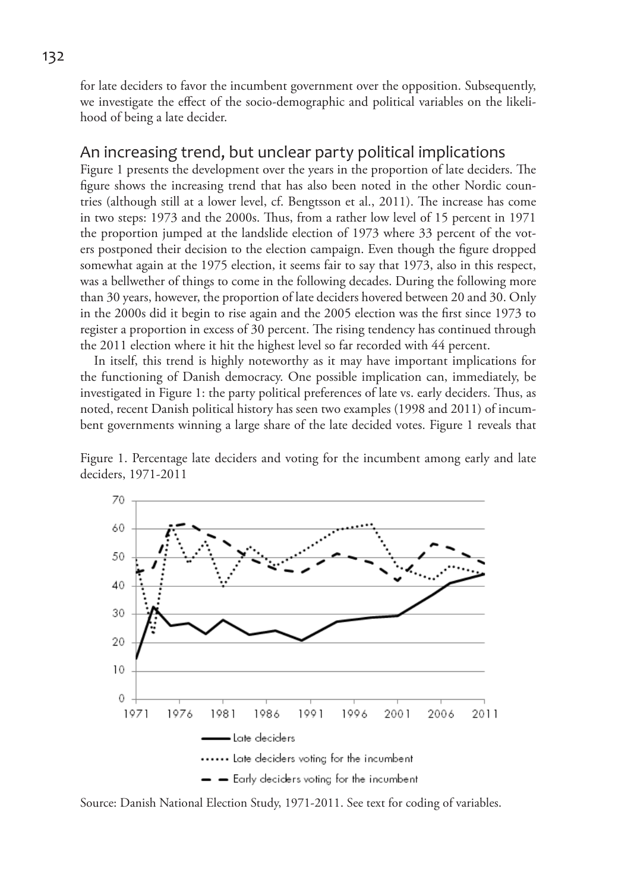for late deciders to favor the incumbent government over the opposition. Subsequently, we investigate the effect of the socio-demographic and political variables on the likelihood of being a late decider.

## An increasing trend, but unclear party political implications

Figure 1 presents the development over the years in the proportion of late deciders. The figure shows the increasing trend that has also been noted in the other Nordic countries (although still at a lower level, cf. Bengtsson et al., 2011). The increase has come in two steps: 1973 and the 2000s. Thus, from a rather low level of 15 percent in 1971 the proportion jumped at the landslide election of 1973 where 33 percent of the voters postponed their decision to the election campaign. Even though the figure dropped somewhat again at the 1975 election, it seems fair to say that 1973, also in this respect, was a bellwether of things to come in the following decades. During the following more than 30 years, however, the proportion of late deciders hovered between 20 and 30. Only in the 2000s did it begin to rise again and the 2005 election was the first since 1973 to register a proportion in excess of 30 percent. The rising tendency has continued through the 2011 election where it hit the highest level so far recorded with 44 percent.

In itself, this trend is highly noteworthy as it may have important implications for the functioning of Danish democracy. One possible implication can, immediately, be investigated in Figure 1: the party political preferences of late vs. early deciders. Thus, as noted, recent Danish political history has seen two examples (1998 and 2011) of incumbent governments winning a large share of the late decided votes. Figure 1 reveals that

Figure 1. Percentage late deciders and voting for the incumbent among early and late deciders, 1971-2011

Source: Danish National Election Study, 1971-2011. See text for coding of variables.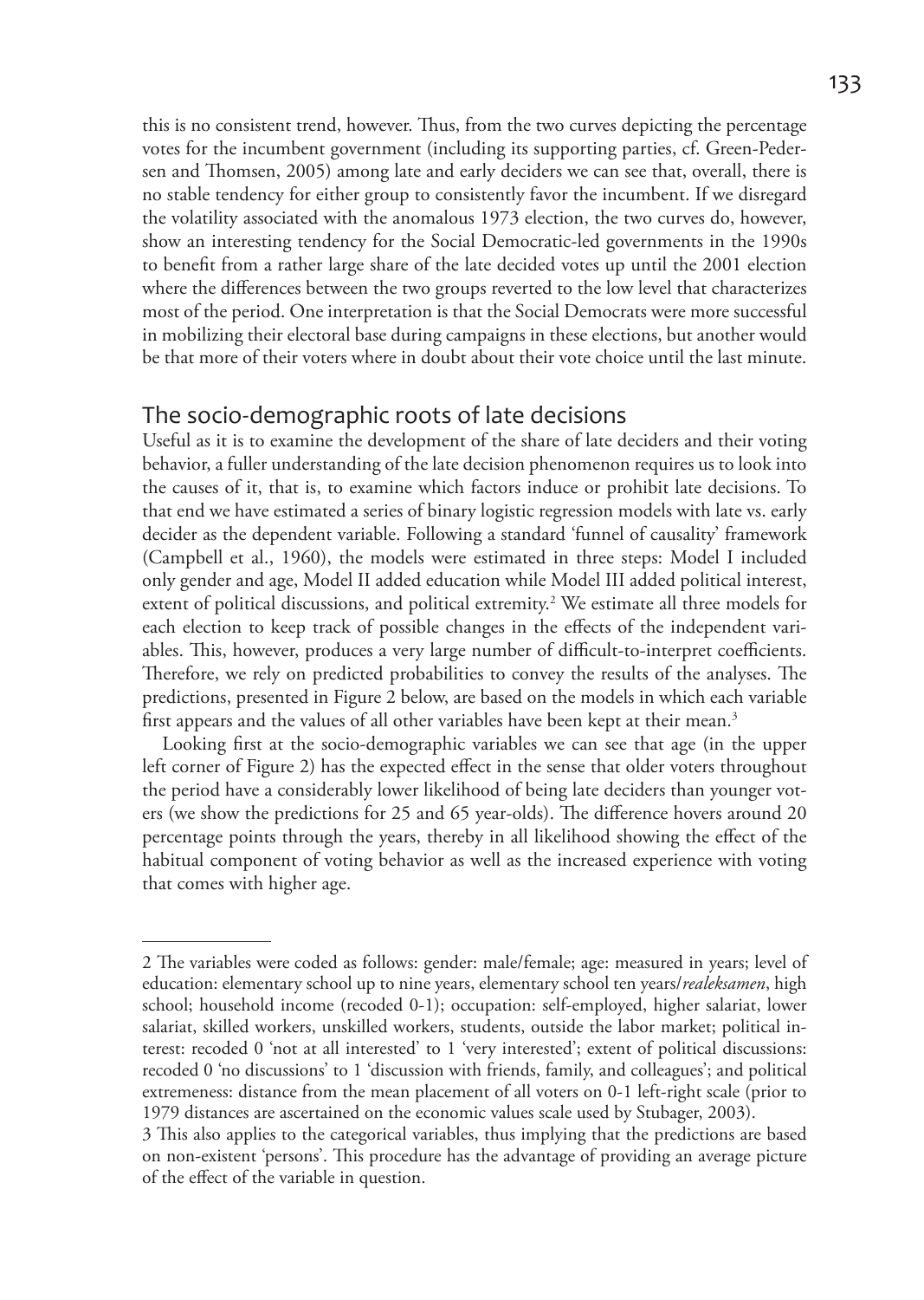this is no consistent trend, however. Thus, from the two curves depicting the percentage votes for the incumbent government (including its supporting parties, cf. Green-Pedersen and Thomsen, 2005) among late and early deciders we can see that, overall, there is no stable tendency for either group to consistently favor the incumbent. If we disregard the volatility associated with the anomalous 1973 election, the two curves do, however, show an interesting tendency for the Social Democratic-led governments in the 1990s to benefit from a rather large share of the late decided votes up until the 2001 election where the differences between the two groups reverted to the low level that characterizes most of the period. One interpretation is that the Social Democrats were more successful in mobilizing their electoral base during campaigns in these elections, but another would be that more of their voters where in doubt about their vote choice until the last minute.

## The socio-demographic roots of late decisions

Useful as it is to examine the development of the share of late deciders and their voting behavior, a fuller understanding of the late decision phenomenon requires us to look into the causes of it, that is, to examine which factors induce or prohibit late decisions. To that end we have estimated a series of binary logistic regression models with late vs. early decider as the dependent variable. Following a standard 'funnel of causality' framework (Campbell et al., 1960), the models were estimated in three steps: Model I included only gender and age, Model II added education while Model III added political interest, extent of political discussions, and political extremity.[2] We estimate all three models for each election to keep track of possible changes in the effects of the independent variables. This, however, produces a very large number of difficult-to-interpret coefficients. Therefore, we rely on predicted probabilities to convey the results of the analyses. The predictions, presented in Figure 2 below, are based on the models in which each variable first appears and the values of all other variables have been kept at their mean.[3]

Looking first at the socio-demographic variables we can see that age (in the upper left corner of Figure 2) has the expected effect in the sense that older voters throughout the period have a considerably lower likelihood of being late deciders than younger voters (we show the predictions for 25 and 65 year-olds). The difference hovers around 20 percentage points through the years, thereby in all likelihood showing the effect of the habitual component of voting behavior as well as the increased experience with voting that comes with higher age.

---

2 The variables were coded as follows: gender: male/female; age: measured in years; level of education: elementary school up to nine years, elementary school ten years/*realeksamen*, high school; household income (recoded 0-1); occupation: self-employed, higher salariat, lower salariat, skilled workers, unskilled workers, students, outside the labor market; political interest: recoded 0 'not at all interested' to 1 'very interested'; extent of political discussions: recoded 0 'no discussions' to 1 'discussion with friends, family, and colleagues'; and political extremeness: distance from the mean placement of all voters on 0-1 left-right scale (prior to 1979 distances are ascertained on the economic values scale used by Stubager, 2003).

3 This also applies to the categorical variables, thus implying that the predictions are based on non-existent 'persons'. This procedure has the advantage of providing an average picture of the effect of the variable in question.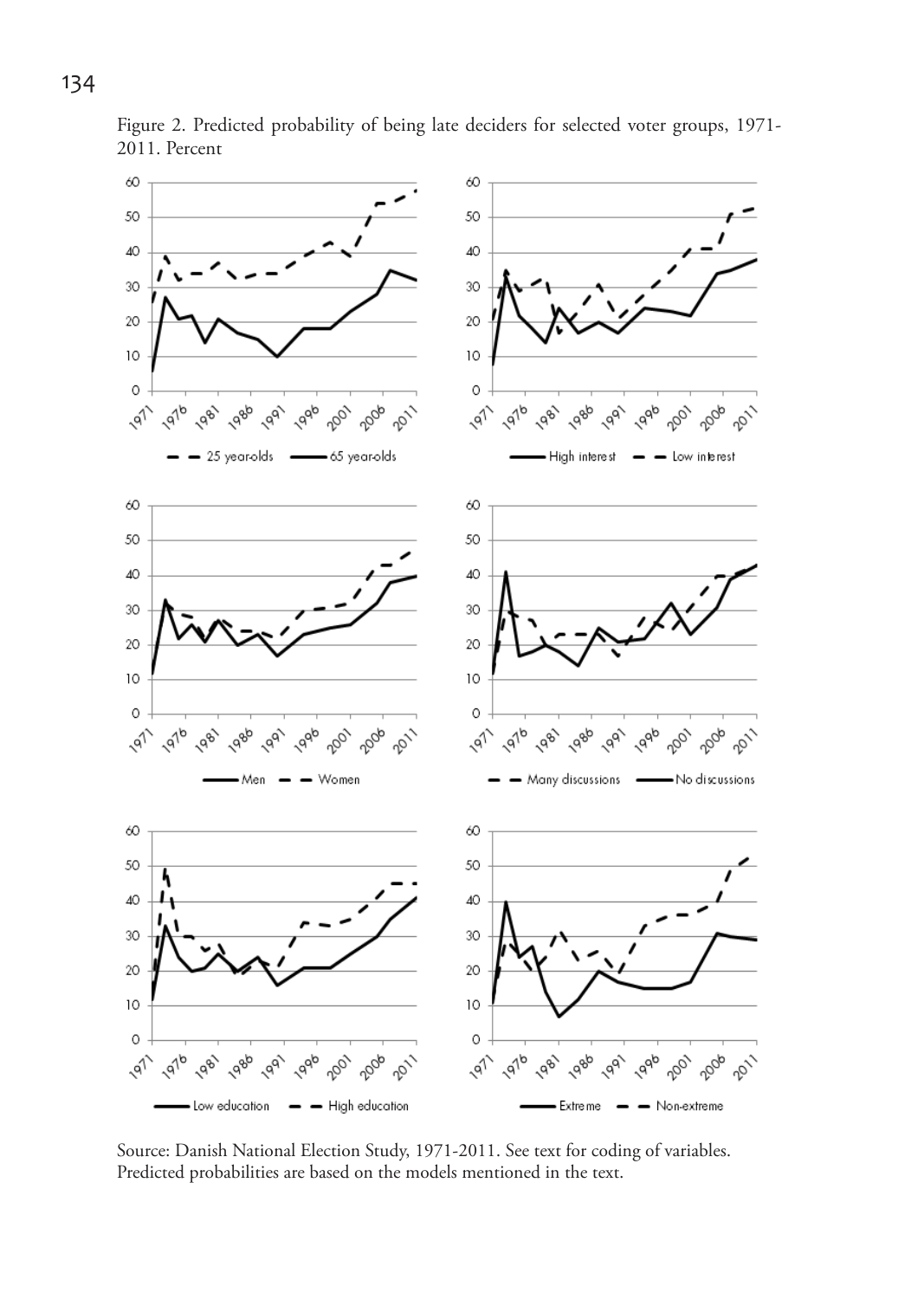Figure 2. Predicted probability of being late deciders for selected voter groups, 1971-2011. Percent

Source: Danish National Election Study, 1971-2011. See text for coding of variables. Predicted probabilities are based on the models mentioned in the text.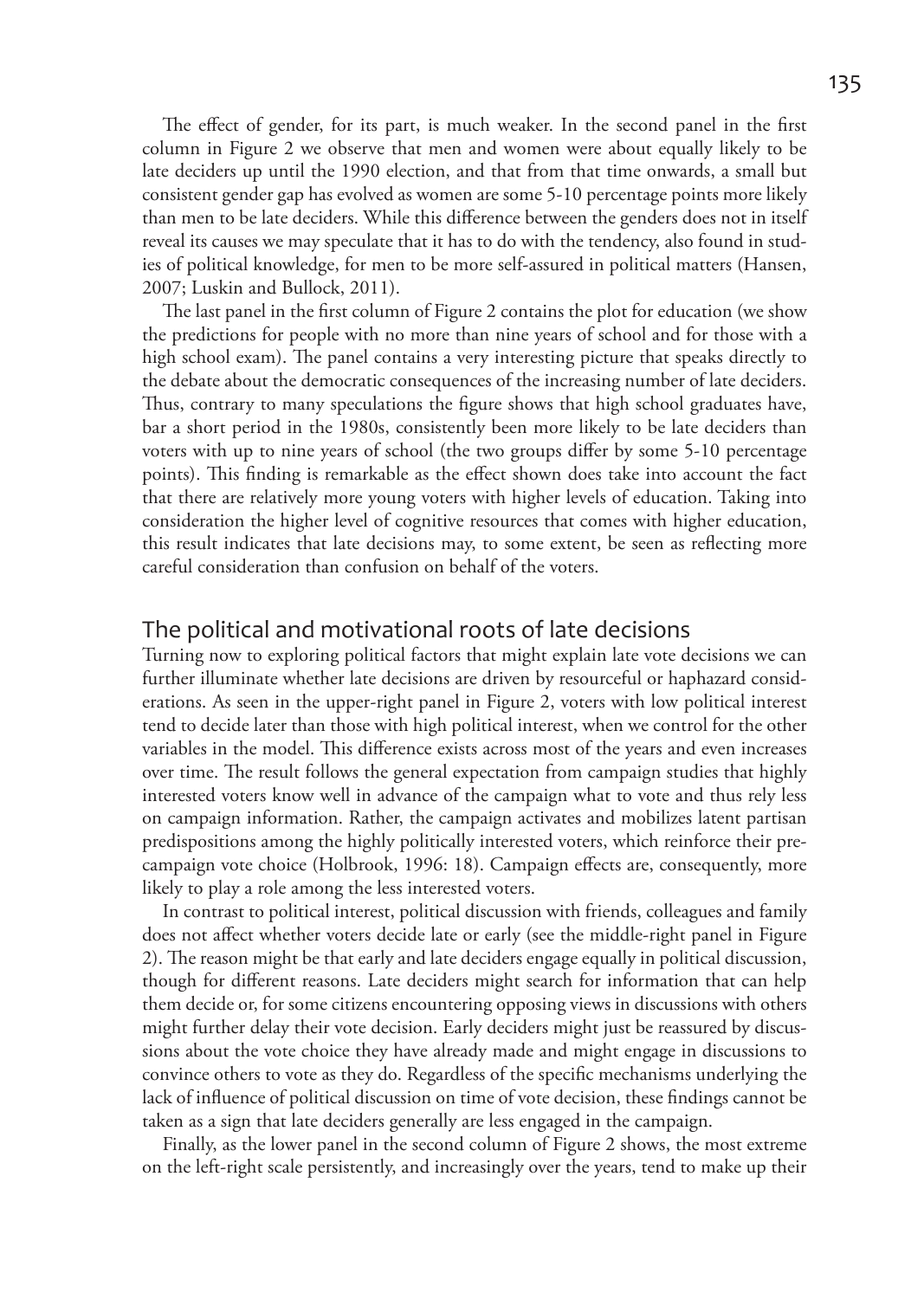The effect of gender, for its part, is much weaker. In the second panel in the first column in Figure 2 we observe that men and women were about equally likely to be late deciders up until the 1990 election, and that from that time onwards, a small but consistent gender gap has evolved as women are some 5-10 percentage points more likely than men to be late deciders. While this difference between the genders does not in itself reveal its causes we may speculate that it has to do with the tendency, also found in studies of political knowledge, for men to be more self-assured in political matters (Hansen, 2007; Luskin and Bullock, 2011).

The last panel in the first column of Figure 2 contains the plot for education (we show the predictions for people with no more than nine years of school and for those with a high school exam). The panel contains a very interesting picture that speaks directly to the debate about the democratic consequences of the increasing number of late deciders. Thus, contrary to many speculations the figure shows that high school graduates have, bar a short period in the 1980s, consistently been more likely to be late deciders than voters with up to nine years of school (the two groups differ by some 5-10 percentage points). This finding is remarkable as the effect shown does take into account the fact that there are relatively more young voters with higher levels of education. Taking into consideration the higher level of cognitive resources that comes with higher education, this result indicates that late decisions may, to some extent, be seen as reflecting more careful consideration than confusion on behalf of the voters.

## The political and motivational roots of late decisions

Turning now to exploring political factors that might explain late vote decisions we can further illuminate whether late decisions are driven by resourceful or haphazard considerations. As seen in the upper-right panel in Figure 2, voters with low political interest tend to decide later than those with high political interest, when we control for the other variables in the model. This difference exists across most of the years and even increases over time. The result follows the general expectation from campaign studies that highly interested voters know well in advance of the campaign what to vote and thus rely less on campaign information. Rather, the campaign activates and mobilizes latent partisan predispositions among the highly politically interested voters, which reinforce their pre-campaign vote choice (Holbrook, 1996: 18). Campaign effects are, consequently, more likely to play a role among the less interested voters.

In contrast to political interest, political discussion with friends, colleagues and family does not affect whether voters decide late or early (see the middle-right panel in Figure 2). The reason might be that early and late deciders engage equally in political discussion, though for different reasons. Late deciders might search for information that can help them decide or, for some citizens encountering opposing views in discussions with others might further delay their vote decision. Early deciders might just be reassured by discussions about the vote choice they have already made and might engage in discussions to convince others to vote as they do. Regardless of the specific mechanisms underlying the lack of influence of political discussion on time of vote decision, these findings cannot be taken as a sign that late deciders generally are less engaged in the campaign.

Finally, as the lower panel in the second column of Figure 2 shows, the most extreme on the left-right scale persistently, and increasingly over the years, tend to make up their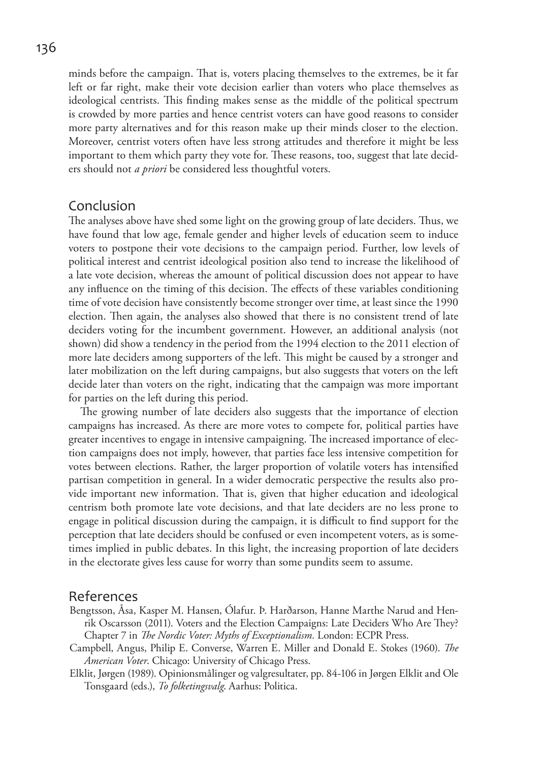minds before the campaign. That is, voters placing themselves to the extremes, be it far left or far right, make their vote decision earlier than voters who place themselves as ideological centrists. This finding makes sense as the middle of the political spectrum is crowded by more parties and hence centrist voters can have good reasons to consider more party alternatives and for this reason make up their minds closer to the election. Moreover, centrist voters often have less strong attitudes and therefore it might be less important to them which party they vote for. These reasons, too, suggest that late deciders should not *a priori* be considered less thoughtful voters.

## Conclusion

The analyses above have shed some light on the growing group of late deciders. Thus, we have found that low age, female gender and higher levels of education seem to induce voters to postpone their vote decisions to the campaign period. Further, low levels of political interest and centrist ideological position also tend to increase the likelihood of a late vote decision, whereas the amount of political discussion does not appear to have any influence on the timing of this decision. The effects of these variables conditioning time of vote decision have consistently become stronger over time, at least since the 1990 election. Then again, the analyses also showed that there is no consistent trend of late deciders voting for the incumbent government. However, an additional analysis (not shown) did show a tendency in the period from the 1994 election to the 2011 election of more late deciders among supporters of the left. This might be caused by a stronger and later mobilization on the left during campaigns, but also suggests that voters on the left decide later than voters on the right, indicating that the campaign was more important for parties on the left during this period.

The growing number of late deciders also suggests that the importance of election campaigns has increased. As there are more votes to compete for, political parties have greater incentives to engage in intensive campaigning. The increased importance of election campaigns does not imply, however, that parties face less intensive competition for votes between elections. Rather, the larger proportion of volatile voters has intensified partisan competition in general. In a wider democratic perspective the results also provide important new information. That is, given that higher education and ideological centrism both promote late vote decisions, and that late deciders are no less prone to engage in political discussion during the campaign, it is difficult to find support for the perception that late deciders should be confused or even incompetent voters, as is sometimes implied in public debates. In this light, the increasing proportion of late deciders in the electorate gives less cause for worry than some pundits seem to assume.

## References

Bengtsson, Åsa, Kasper M. Hansen, Ólafur. Þ. Harðarson, Hanne Marthe Narud and Henrik Oscarsson (2011). Voters and the Election Campaigns: Late Deciders Who Are They? Chapter 7 in *The Nordic Voter: Myths of Exceptionalism.* London: ECPR Press.

Campbell, Angus, Philip E. Converse, Warren E. Miller and Donald E. Stokes (1960). *The American Voter*. Chicago: University of Chicago Press.

Elklit, Jørgen (1989). Opinionsmålinger og valgresultater, pp. 84-106 in Jørgen Elklit and Ole Tonsgaard (eds.), *To folketingsvalg*. Aarhus: Politica.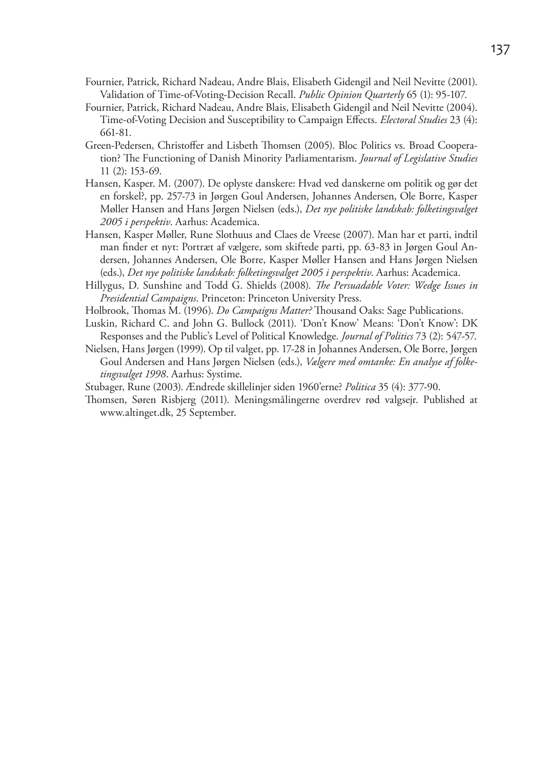Fournier, Patrick, Richard Nadeau, Andre Blais, Elisabeth Gidengil and Neil Nevitte (2001). Validation of Time-of-Voting-Decision Recall. *Public Opinion Quarterly* 65 (1): 95-107.

Fournier, Patrick, Richard Nadeau, Andre Blais, Elisabeth Gidengil and Neil Nevitte (2004). Time-of-Voting Decision and Susceptibility to Campaign Effects. *Electoral Studies* 23 (4): 661-81.

Green-Pedersen, Christoffer and Lisbeth Thomsen (2005). Bloc Politics vs. Broad Cooperation? The Functioning of Danish Minority Parliamentarism. *Journal of Legislative Studies* 11 (2): 153-69.

Hansen, Kasper. M. (2007). De oplyste danskere: Hvad ved danskerne om politik og gør det en forskel?, pp. 257-73 in Jørgen Goul Andersen, Johannes Andersen, Ole Borre, Kasper Møller Hansen and Hans Jørgen Nielsen (eds.), *Det nye politiske landskab: folketingsvalget 2005 i perspektiv*. Aarhus: Academica.

Hansen, Kasper Møller, Rune Slothuus and Claes de Vreese (2007). Man har et parti, indtil man finder et nyt: Portræt af vælgere, som skiftede parti, pp. 63-83 in Jørgen Goul Andersen, Johannes Andersen, Ole Borre, Kasper Møller Hansen and Hans Jørgen Nielsen (eds.), *Det nye politiske landskab: folketingsvalget 2005 i perspektiv*. Aarhus: Academica.

Hillygus, D. Sunshine and Todd G. Shields (2008). *The Persuadable Voter: Wedge Issues in Presidential Campaigns*. Princeton: Princeton University Press.

Holbrook, Thomas M. (1996). *Do Campaigns Matter?* Thousand Oaks: Sage Publications.

Luskin, Richard C. and John G. Bullock (2011). 'Don't Know' Means: 'Don't Know': DK Responses and the Public's Level of Political Knowledge. *Journal of Politics* 73 (2): 547-57.

Nielsen, Hans Jørgen (1999). Op til valget, pp. 17-28 in Johannes Andersen, Ole Borre, Jørgen Goul Andersen and Hans Jørgen Nielsen (eds.), *Vælgere med omtanke: En analyse af folketingsvalget 1998*. Aarhus: Systime.

Stubager, Rune (2003). Ændrede skillelinjer siden 1960'erne? *Politica* 35 (4): 377-90.

Thomsen, Søren Risbjerg (2011). Meningsmålingerne overdrev rød valgsejr. Published at www.altinget.dk, 25 September.